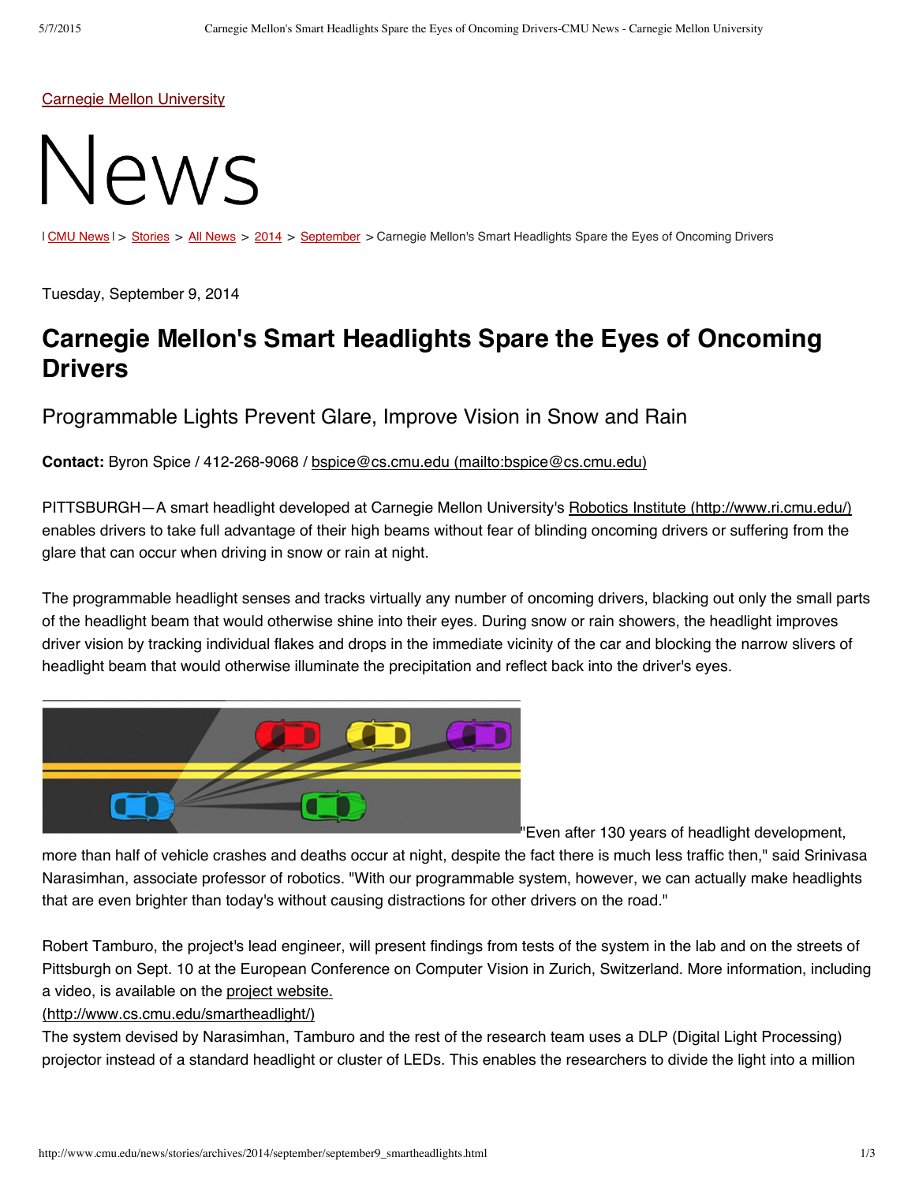Carnegie Mellon University

# News

| CMU News | > Stories > All News > 2014 > September > Carnegie Mellon's Smart Headlights Spare the Eyes of Oncoming Drivers

Tuesday, September 9, 2014

## Carnegie Mellon's Smart Headlights Spare the Eyes of Oncoming Drivers

### Programmable Lights Prevent Glare, Improve Vision in Snow and Rain

**Contact:** Byron Spice / 412-268-9068 / bspice@cs.cmu.edu (mailto:bspice@cs.cmu.edu)

PITTSBURGH—A smart headlight developed at Carnegie Mellon University's Robotics Institute (http://www.ri.cmu.edu/) enables drivers to take full advantage of their high beams without fear of blinding oncoming drivers or suffering from the glare that can occur when driving in snow or rain at night.

The programmable headlight senses and tracks virtually any number of oncoming drivers, blacking out only the small parts of the headlight beam that would otherwise shine into their eyes. During snow or rain showers, the headlight improves driver vision by tracking individual flakes and drops in the immediate vicinity of the car and blocking the narrow slivers of headlight beam that would otherwise illuminate the precipitation and reflect back into the driver's eyes.

"Even after 130 years of headlight development, more than half of vehicle crashes and deaths occur at night, despite the fact there is much less traffic then," said Srinivasa Narasimhan, associate professor of robotics. "With our programmable system, however, we can actually make headlights that are even brighter than today's without causing distractions for other drivers on the road."

Robert Tamburo, the project's lead engineer, will present findings from tests of the system in the lab and on the streets of Pittsburgh on Sept. 10 at the European Conference on Computer Vision in Zurich, Switzerland. More information, including a video, is available on the project website. (http://www.cs.cmu.edu/smartheadlight/)

The system devised by Narasimhan, Tamburo and the rest of the research team uses a DLP (Digital Light Processing) projector instead of a standard headlight or cluster of LEDs. This enables the researchers to divide the light into a million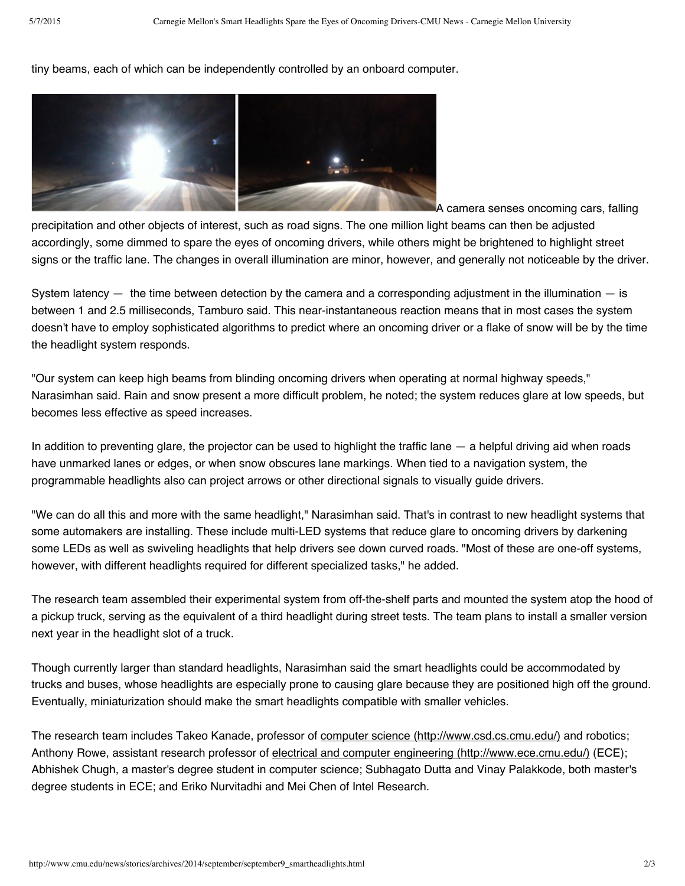tiny beams, each of which can be independently controlled by an onboard computer.

A camera senses oncoming cars, falling precipitation and other objects of interest, such as road signs. The one million light beams can then be adjusted accordingly, some dimmed to spare the eyes of oncoming drivers, while others might be brightened to highlight street signs or the traffic lane. The changes in overall illumination are minor, however, and generally not noticeable by the driver.

System latency — the time between detection by the camera and a corresponding adjustment in the illumination — is between 1 and 2.5 milliseconds, Tamburo said. This near-instantaneous reaction means that in most cases the system doesn't have to employ sophisticated algorithms to predict where an oncoming driver or a flake of snow will be by the time the headlight system responds.

"Our system can keep high beams from blinding oncoming drivers when operating at normal highway speeds," Narasimhan said. Rain and snow present a more difficult problem, he noted; the system reduces glare at low speeds, but becomes less effective as speed increases.

In addition to preventing glare, the projector can be used to highlight the traffic lane — a helpful driving aid when roads have unmarked lanes or edges, or when snow obscures lane markings. When tied to a navigation system, the programmable headlights also can project arrows or other directional signals to visually guide drivers.

"We can do all this and more with the same headlight," Narasimhan said. That's in contrast to new headlight systems that some automakers are installing. These include multi-LED systems that reduce glare to oncoming drivers by darkening some LEDs as well as swiveling headlights that help drivers see down curved roads. "Most of these are one-off systems, however, with different headlights required for different specialized tasks," he added.

The research team assembled their experimental system from off-the-shelf parts and mounted the system atop the hood of a pickup truck, serving as the equivalent of a third headlight during street tests. The team plans to install a smaller version next year in the headlight slot of a truck.

Though currently larger than standard headlights, Narasimhan said the smart headlights could be accommodated by trucks and buses, whose headlights are especially prone to causing glare because they are positioned high off the ground. Eventually, miniaturization should make the smart headlights compatible with smaller vehicles.

The research team includes Takeo Kanade, professor of [computer science (http://www.csd.cs.cmu.edu/)](http://www.csd.cs.cmu.edu/) and robotics; Anthony Rowe, assistant research professor of [electrical and computer engineering (http://www.ece.cmu.edu/)](http://www.ece.cmu.edu/) (ECE); Abhishek Chugh, a master's degree student in computer science; Subhagato Dutta and Vinay Palakkode, both master's degree students in ECE; and Eriko Nurvitadhi and Mei Chen of Intel Research.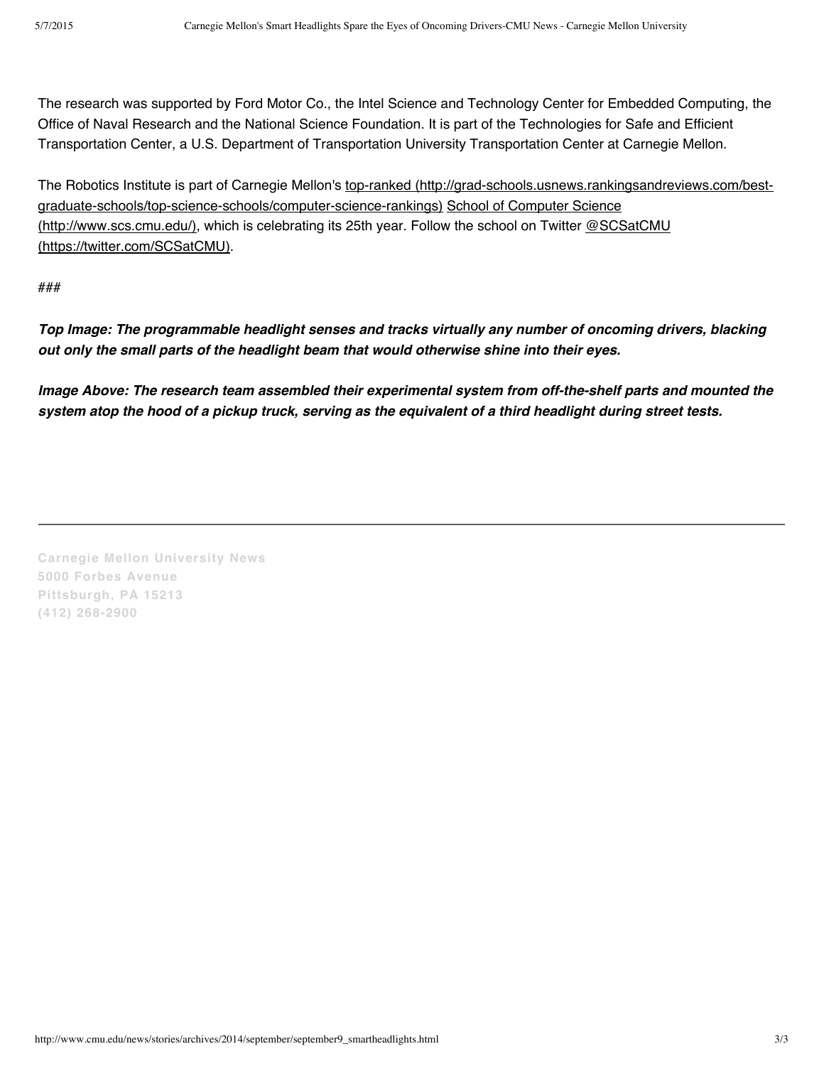The research was supported by Ford Motor Co., the Intel Science and Technology Center for Embedded Computing, the Office of Naval Research and the National Science Foundation. It is part of the Technologies for Safe and Efficient Transportation Center, a U.S. Department of Transportation University Transportation Center at Carnegie Mellon.

The Robotics Institute is part of Carnegie Mellon's top-ranked (http://grad-schools.usnews.rankingsandreviews.com/best-graduate-schools/top-science-schools/computer-science-rankings) School of Computer Science (http://www.scs.cmu.edu/), which is celebrating its 25th year. Follow the school on Twitter @SCSatCMU (https://twitter.com/SCSatCMU).

###

***Top Image: The programmable headlight senses and tracks virtually any number of oncoming drivers, blacking out only the small parts of the headlight beam that would otherwise shine into their eyes.***

***Image Above: The research team assembled their experimental system from off-the-shelf parts and mounted the system atop the hood of a pickup truck, serving as the equivalent of a third headlight during street tests.***

---

**Carnegie Mellon University News**
**5000 Forbes Avenue**
**Pittsburgh, PA 15213**
**(412) 268-2900**